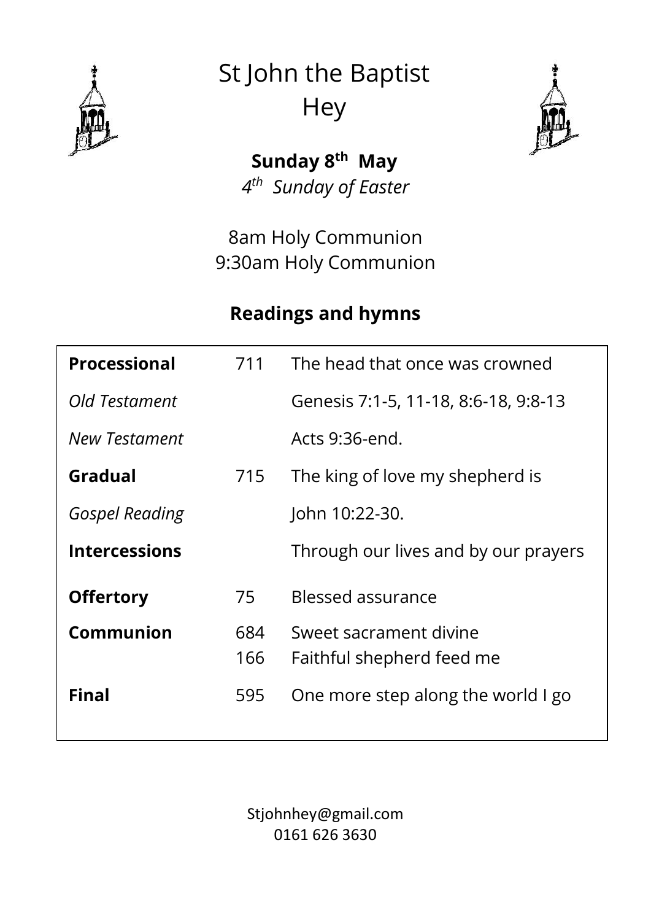# St John the Baptist
# Hey

**Sunday 8th May**

*4th Sunday of Easter*

8am Holy Communion
9:30am Holy Communion

## Readings and hymns

| | | |
|---|---|---|
| **Processional** | 711 | The head that once was crowned |
| *Old Testament* | | Genesis 7:1-5, 11-18, 8:6-18, 9:8-13 |
| *New Testament* | | Acts 9:36-end. |
| **Gradual** | 715 | The king of love my shepherd is |
| *Gospel Reading* | | John 10:22-30. |
| **Intercessions** | | Through our lives and by our prayers |
| **Offertory** | 75 | Blessed assurance |
| **Communion** | 684 | Sweet sacrament divine |
| | 166 | Faithful shepherd feed me |
| **Final** | 595 | One more step along the world I go |

Stjohnhey@gmail.com
0161 626 3630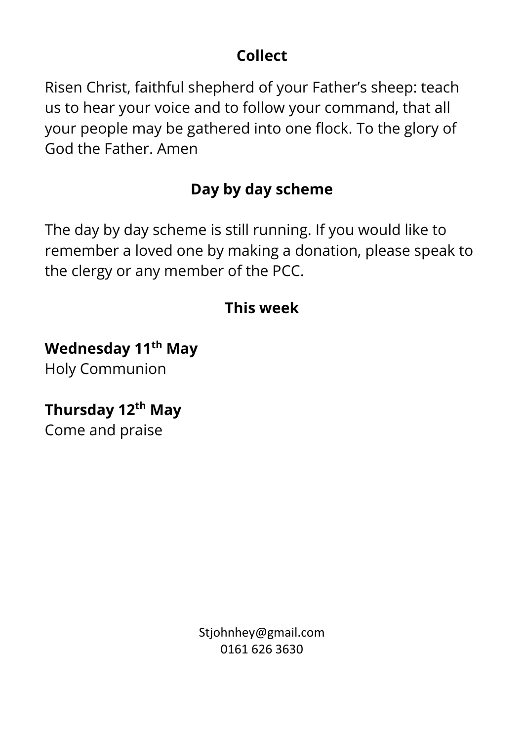## Collect

Risen Christ, faithful shepherd of your Father's sheep: teach us to hear your voice and to follow your command, that all your people may be gathered into one flock. To the glory of God the Father. Amen

## Day by day scheme

The day by day scheme is still running. If you would like to remember a loved one by making a donation, please speak to the clergy or any member of the PCC.

## This week

**Wednesday 11th May**
Holy Communion

**Thursday 12th May**
Come and praise

Stjohnhey@gmail.com
0161 626 3630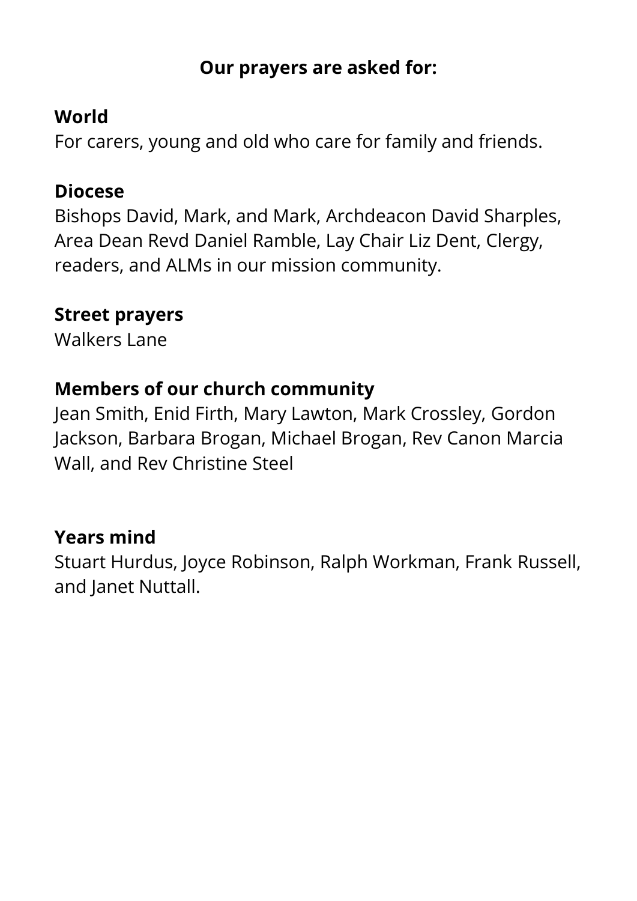**Our prayers are asked for:**

**World**

For carers, young and old who care for family and friends.

**Diocese**

Bishops David, Mark, and Mark, Archdeacon David Sharples, Area Dean Revd Daniel Ramble, Lay Chair Liz Dent, Clergy, readers, and ALMs in our mission community.

**Street prayers**

Walkers Lane

**Members of our church community**

Jean Smith, Enid Firth, Mary Lawton, Mark Crossley, Gordon Jackson, Barbara Brogan, Michael Brogan, Rev Canon Marcia Wall, and Rev Christine Steel

**Years mind**

Stuart Hurdus, Joyce Robinson, Ralph Workman, Frank Russell, and Janet Nuttall.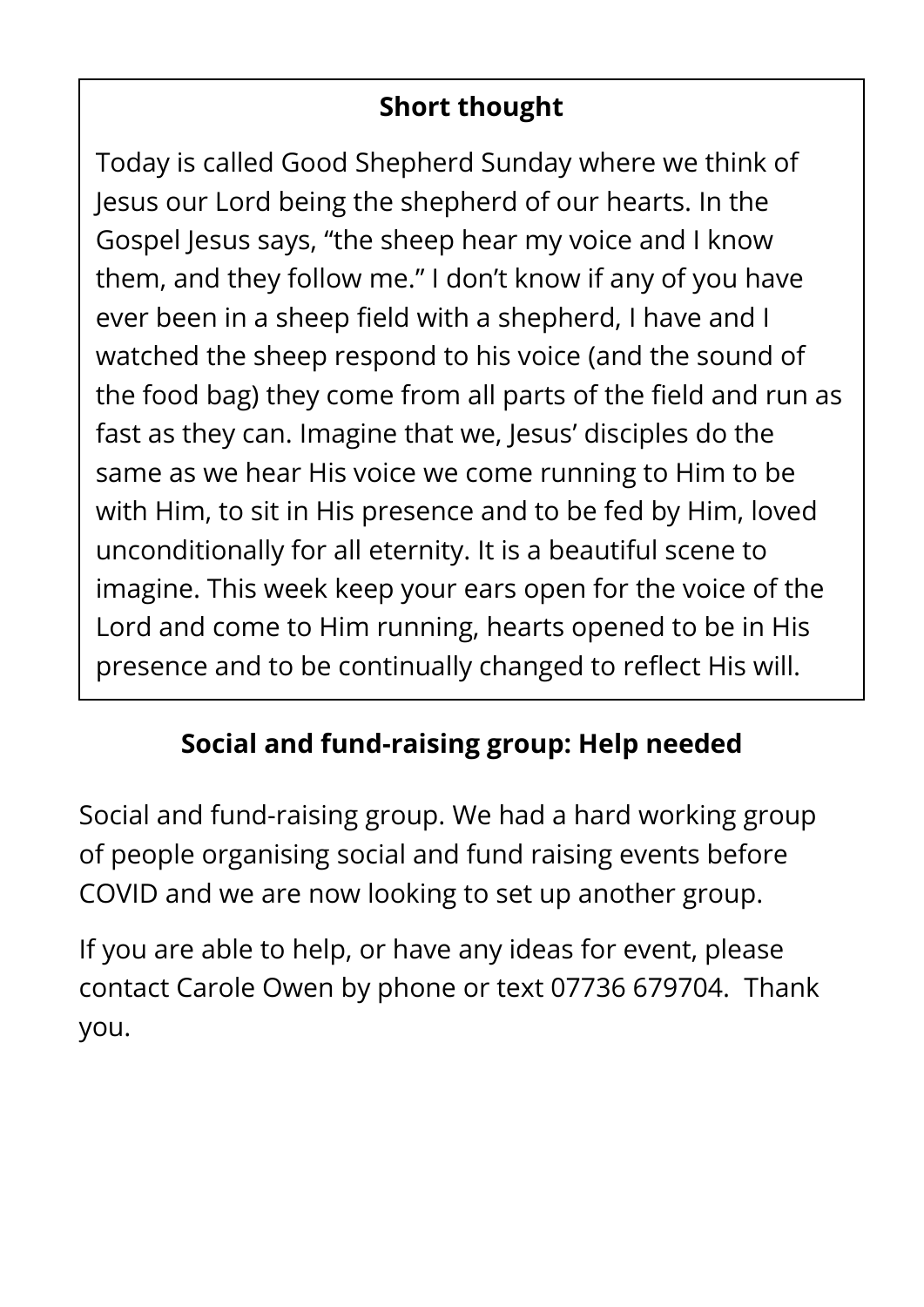## Short thought

Today is called Good Shepherd Sunday where we think of Jesus our Lord being the shepherd of our hearts. In the Gospel Jesus says, "the sheep hear my voice and I know them, and they follow me." I don't know if any of you have ever been in a sheep field with a shepherd, I have and I watched the sheep respond to his voice (and the sound of the food bag) they come from all parts of the field and run as fast as they can. Imagine that we, Jesus' disciples do the same as we hear His voice we come running to Him to be with Him, to sit in His presence and to be fed by Him, loved unconditionally for all eternity. It is a beautiful scene to imagine. This week keep your ears open for the voice of the Lord and come to Him running, hearts opened to be in His presence and to be continually changed to reflect His will.

## Social and fund-raising group: Help needed

Social and fund-raising group. We had a hard working group of people organising social and fund raising events before COVID and we are now looking to set up another group.

If you are able to help, or have any ideas for event, please contact Carole Owen by phone or text 07736 679704.  Thank you.